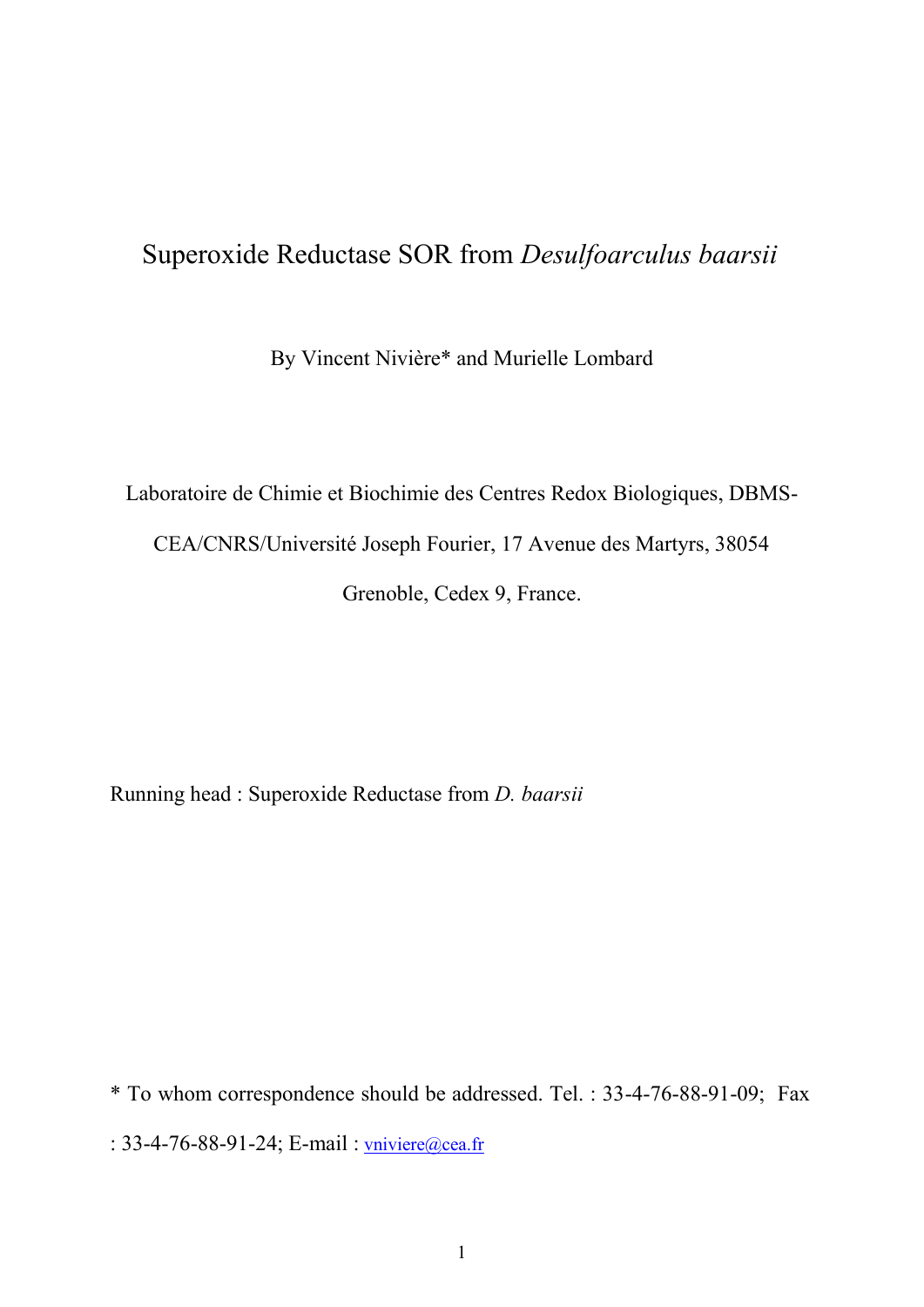# Superoxide Reductase SOR from *Desulfoarculus baarsii*

By Vincent Nivière* and Murielle Lombard

Laboratoire de Chimie et Biochimie des Centres Redox Biologiques, DBMS-CEA/CNRS/Université Joseph Fourier, 17 Avenue des Martyrs, 38054 Grenoble, Cedex 9, France.

Running head : Superoxide Reductase from *D. baarsii*

* To whom correspondence should be addressed. Tel. : 33-4-76-88-91-09; Fax : 33-4-76-88-91-24; E-mail : vniviere@cea.fr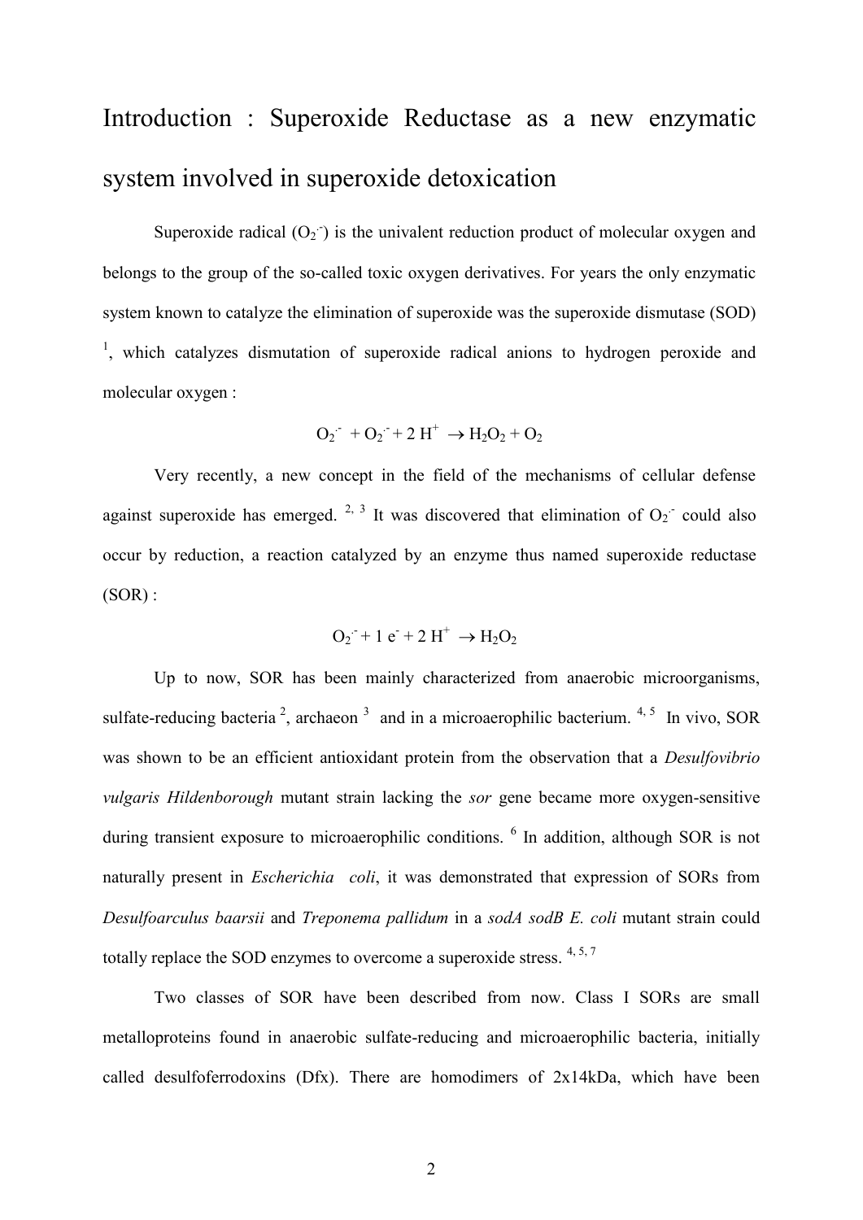# Introduction : Superoxide Reductase as a new enzymatic system involved in superoxide detoxication

Superoxide radical ($O_2^{\cdot -}$) is the univalent reduction product of molecular oxygen and belongs to the group of the so-called toxic oxygen derivatives. For years the only enzymatic system known to catalyze the elimination of superoxide was the superoxide dismutase (SOD) [1], which catalyzes dismutation of superoxide radical anions to hydrogen peroxide and molecular oxygen :

$$O_2^{\cdot -} + O_2^{\cdot -} + 2\,H^+ \rightarrow H_2O_2 + O_2$$

Very recently, a new concept in the field of the mechanisms of cellular defense against superoxide has emerged. [2, 3] It was discovered that elimination of $O_2^{\cdot -}$ could also occur by reduction, a reaction catalyzed by an enzyme thus named superoxide reductase (SOR) :

$$O_2^{\cdot -} + 1\,e^- + 2\,H^+ \rightarrow H_2O_2$$

Up to now, SOR has been mainly characterized from anaerobic microorganisms, sulfate-reducing bacteria [2], archaeon [3] and in a microaerophilic bacterium. [4, 5] In vivo, SOR was shown to be an efficient antioxidant protein from the observation that a *Desulfovibrio vulgaris Hildenborough* mutant strain lacking the *sor* gene became more oxygen-sensitive during transient exposure to microaerophilic conditions. [6] In addition, although SOR is not naturally present in *Escherichia coli*, it was demonstrated that expression of SORs from *Desulfoarculus baarsii* and *Treponema pallidum* in a *sodA sodB E. coli* mutant strain could totally replace the SOD enzymes to overcome a superoxide stress. [4, 5, 7]

Two classes of SOR have been described from now. Class I SORs are small metalloproteins found in anaerobic sulfate-reducing and microaerophilic bacteria, initially called desulfoferrodoxins (Dfx). There are homodimers of 2x14kDa, which have been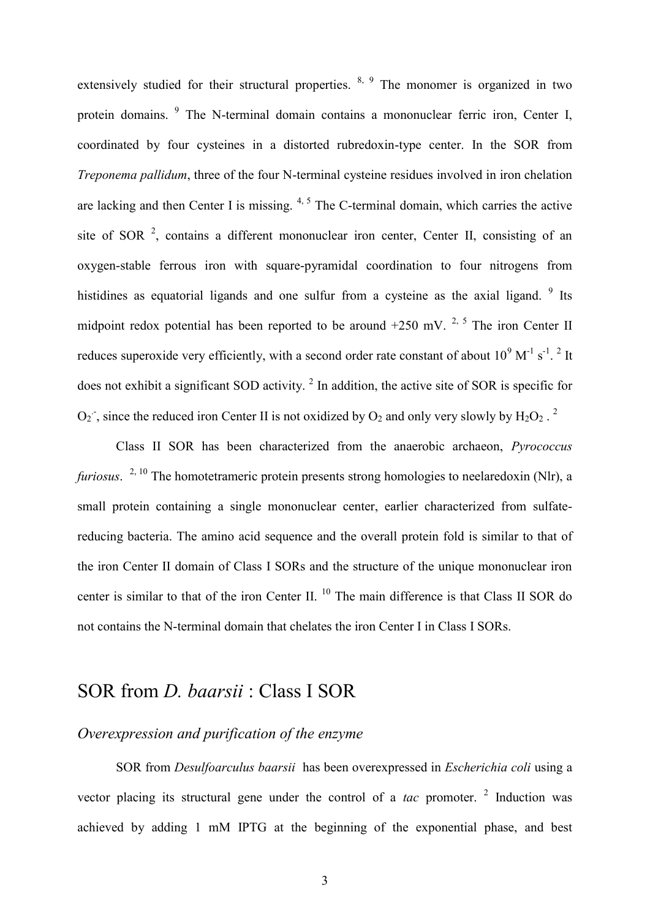extensively studied for their structural properties. [8, 9] The monomer is organized in two protein domains. [9] The N-terminal domain contains a mononuclear ferric iron, Center I, coordinated by four cysteines in a distorted rubredoxin-type center. In the SOR from *Treponema pallidum*, three of the four N-terminal cysteine residues involved in iron chelation are lacking and then Center I is missing. [4, 5] The C-terminal domain, which carries the active site of SOR [2], contains a different mononuclear iron center, Center II, consisting of an oxygen-stable ferrous iron with square-pyramidal coordination to four nitrogens from histidines as equatorial ligands and one sulfur from a cysteine as the axial ligand. [9] Its midpoint redox potential has been reported to be around +250 mV. [2, 5] The iron Center II reduces superoxide very efficiently, with a second order rate constant of about $10^9$ $M^{-1}$ $s^{-1}$. [2] It does not exhibit a significant SOD activity. [2] In addition, the active site of SOR is specific for $O_2^{\cdot-}$, since the reduced iron Center II is not oxidized by $O_2$ and only very slowly by $H_2O_2$ . [2]

Class II SOR has been characterized from the anaerobic archaeon, *Pyrococcus furiosus*. [2, 10] The homotetrameric protein presents strong homologies to neelaredoxin (Nlr), a small protein containing a single mononuclear center, earlier characterized from sulfate-reducing bacteria. The amino acid sequence and the overall protein fold is similar to that of the iron Center II domain of Class I SORs and the structure of the unique mononuclear iron center is similar to that of the iron Center II. [10] The main difference is that Class II SOR do not contains the N-terminal domain that chelates the iron Center I in Class I SORs.

## SOR from *D. baarsii* : Class I SOR

### *Overexpression and purification of the enzyme*

SOR from *Desulfoarculus baarsii* has been overexpressed in *Escherichia coli* using a vector placing its structural gene under the control of a *tac* promoter. [2] Induction was achieved by adding 1 mM IPTG at the beginning of the exponential phase, and best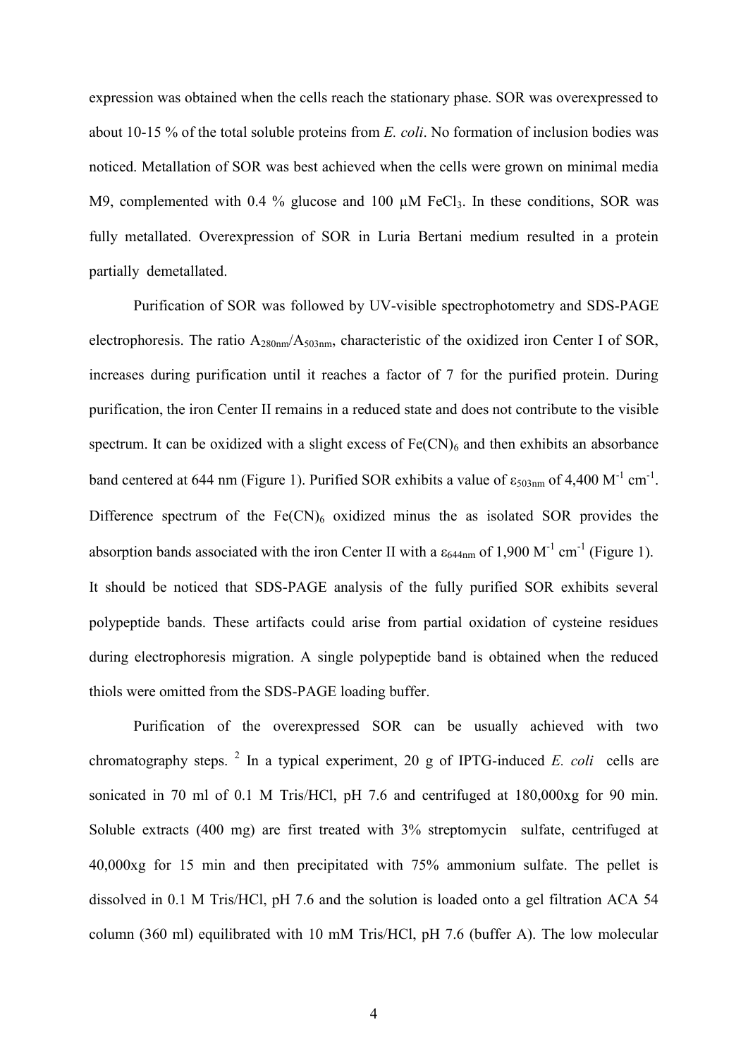expression was obtained when the cells reach the stationary phase. SOR was overexpressed to about 10-15 % of the total soluble proteins from *E. coli*. No formation of inclusion bodies was noticed. Metallation of SOR was best achieved when the cells were grown on minimal media M9, complemented with 0.4 % glucose and 100 μM $FeCl_3$. In these conditions, SOR was fully metallated. Overexpression of SOR in Luria Bertani medium resulted in a protein partially demetallated.

Purification of SOR was followed by UV-visible spectrophotometry and SDS-PAGE electrophoresis. The ratio $A_{280nm}/A_{503nm}$, characteristic of the oxidized iron Center I of SOR, increases during purification until it reaches a factor of 7 for the purified protein. During purification, the iron Center II remains in a reduced state and does not contribute to the visible spectrum. It can be oxidized with a slight excess of $Fe(CN)_6$ and then exhibits an absorbance band centered at 644 nm (Figure 1). Purified SOR exhibits a value of $\varepsilon_{503nm}$ of 4,400 $M^{-1}$ $cm^{-1}$. Difference spectrum of the $Fe(CN)_6$ oxidized minus the as isolated SOR provides the absorption bands associated with the iron Center II with a $\varepsilon_{644nm}$ of 1,900 $M^{-1}$ $cm^{-1}$ (Figure 1). It should be noticed that SDS-PAGE analysis of the fully purified SOR exhibits several polypeptide bands. These artifacts could arise from partial oxidation of cysteine residues during electrophoresis migration. A single polypeptide band is obtained when the reduced thiols were omitted from the SDS-PAGE loading buffer.

Purification of the overexpressed SOR can be usually achieved with two chromatography steps. [2] In a typical experiment, 20 g of IPTG-induced *E. coli* cells are sonicated in 70 ml of 0.1 M Tris/HCl, pH 7.6 and centrifuged at 180,000xg for 90 min. Soluble extracts (400 mg) are first treated with 3% streptomycin sulfate, centrifuged at 40,000xg for 15 min and then precipitated with 75% ammonium sulfate. The pellet is dissolved in 0.1 M Tris/HCl, pH 7.6 and the solution is loaded onto a gel filtration ACA 54 column (360 ml) equilibrated with 10 mM Tris/HCl, pH 7.6 (buffer A). The low molecular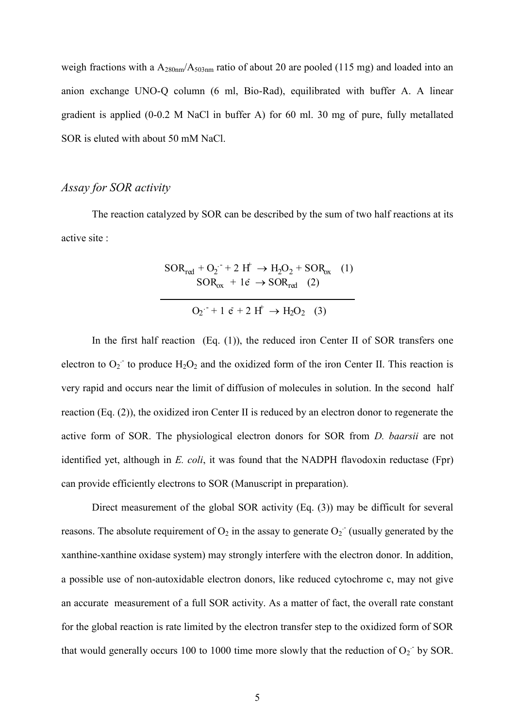weigh fractions with a $A_{280nm}/A_{503nm}$ ratio of about 20 are pooled (115 mg) and loaded into an anion exchange UNO-Q column (6 ml, Bio-Rad), equilibrated with buffer A. A linear gradient is applied (0-0.2 M NaCl in buffer A) for 60 ml. 30 mg of pure, fully metallated SOR is eluted with about 50 mM NaCl.

### *Assay for SOR activity*

The reaction catalyzed by SOR can be described by the sum of two half reactions at its active site :

$$SOR_{red} + O_2^{\cdot -} + 2\,H^+ \rightarrow H_2O_2 + SOR_{ox} \quad (1)$$

$$SOR_{ox} + 1e^- \rightarrow SOR_{red} \quad (2)$$

$$O_2^{\cdot -} + 1\,e^- + 2\,H^+ \rightarrow H_2O_2 \quad (3)$$

In the first half reaction (Eq. (1)), the reduced iron Center II of SOR transfers one electron to $O_2^{\cdot -}$ to produce $H_2O_2$ and the oxidized form of the iron Center II. This reaction is very rapid and occurs near the limit of diffusion of molecules in solution. In the second half reaction (Eq. (2)), the oxidized iron Center II is reduced by an electron donor to regenerate the active form of SOR. The physiological electron donors for SOR from *D. baarsii* are not identified yet, although in *E. coli*, it was found that the NADPH flavodoxin reductase (Fpr) can provide efficiently electrons to SOR (Manuscript in preparation).

Direct measurement of the global SOR activity (Eq. (3)) may be difficult for several reasons. The absolute requirement of $O_2$ in the assay to generate $O_2^{\cdot -}$ (usually generated by the xanthine-xanthine oxidase system) may strongly interfere with the electron donor. In addition, a possible use of non-autoxidable electron donors, like reduced cytochrome c, may not give an accurate measurement of a full SOR activity. As a matter of fact, the overall rate constant for the global reaction is rate limited by the electron transfer step to the oxidized form of SOR that would generally occurs 100 to 1000 time more slowly that the reduction of $O_2^{\cdot -}$ by SOR.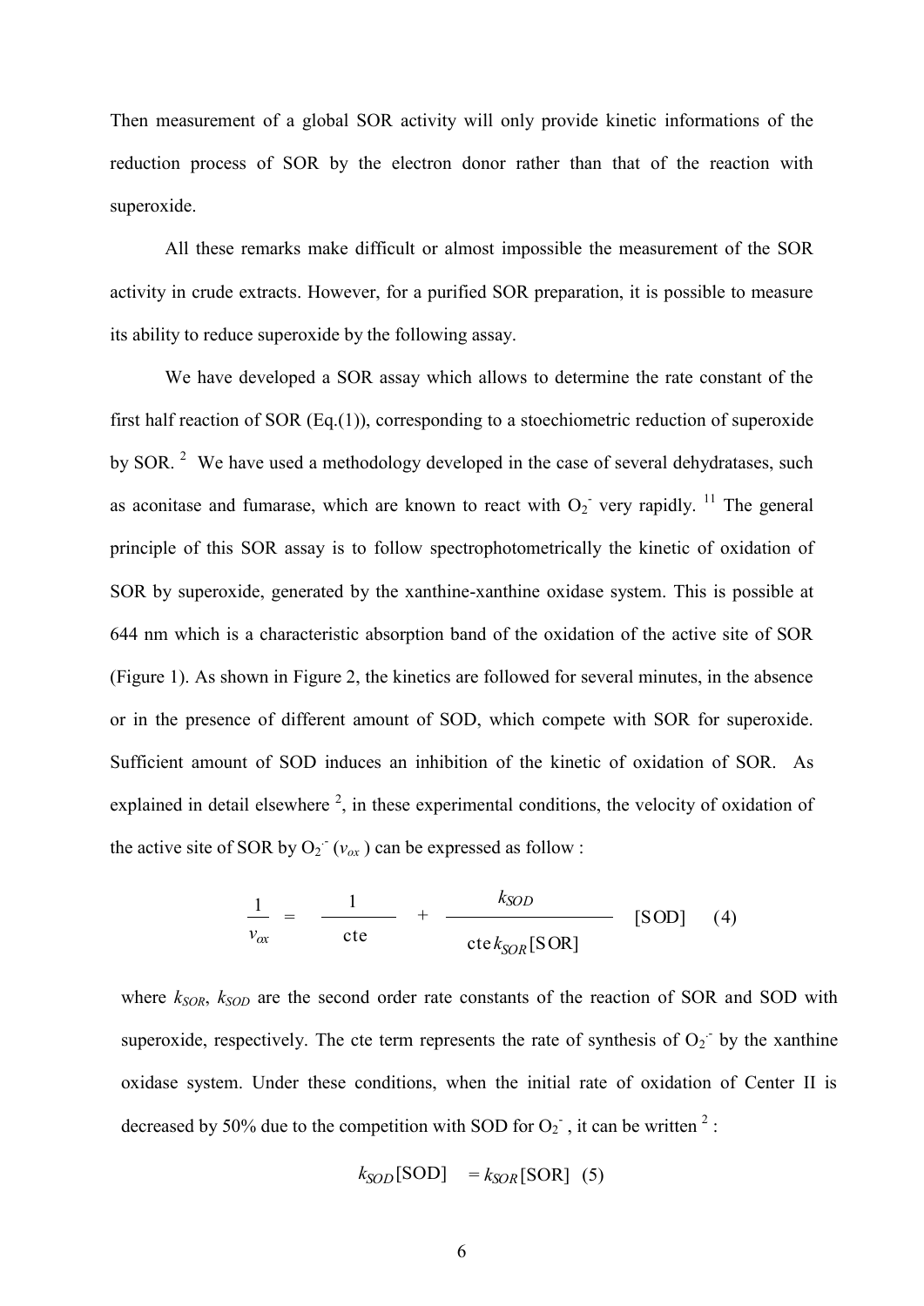Then measurement of a global SOR activity will only provide kinetic informations of the reduction process of SOR by the electron donor rather than that of the reaction with superoxide.

All these remarks make difficult or almost impossible the measurement of the SOR activity in crude extracts. However, for a purified SOR preparation, it is possible to measure its ability to reduce superoxide by the following assay.

We have developed a SOR assay which allows to determine the rate constant of the first half reaction of SOR (Eq.(1)), corresponding to a stoechiometric reduction of superoxide by SOR. [2] We have used a methodology developed in the case of several dehydratases, such as aconitase and fumarase, which are known to react with $O_2^-$ very rapidly. [11] The general principle of this SOR assay is to follow spectrophotometrically the kinetic of oxidation of SOR by superoxide, generated by the xanthine-xanthine oxidase system. This is possible at 644 nm which is a characteristic absorption band of the oxidation of the active site of SOR (Figure 1). As shown in Figure 2, the kinetics are followed for several minutes, in the absence or in the presence of different amount of SOD, which compete with SOR for superoxide. Sufficient amount of SOD induces an inhibition of the kinetic of oxidation of SOR. As explained in detail elsewhere [2], in these experimental conditions, the velocity of oxidation of the active site of SOR by $O_2^{.-}$ ($v_{ox}$) can be expressed as follow :

$$\frac{1}{v_{ox}} = \frac{1}{\text{cte}} + \frac{k_{SOD}}{\text{cte}\, k_{SOR}[\text{SOR}]} [\text{SOD}] \quad (4)$$

where $k_{SOR}$, $k_{SOD}$ are the second order rate constants of the reaction of SOR and SOD with superoxide, respectively. The cte term represents the rate of synthesis of $O_2^{.-}$ by the xanthine oxidase system. Under these conditions, when the initial rate of oxidation of Center II is decreased by 50% due to the competition with SOD for $O_2^-$, it can be written [2] :

$$k_{SOD}[\text{SOD}] = k_{SOR}[\text{SOR}] \quad (5)$$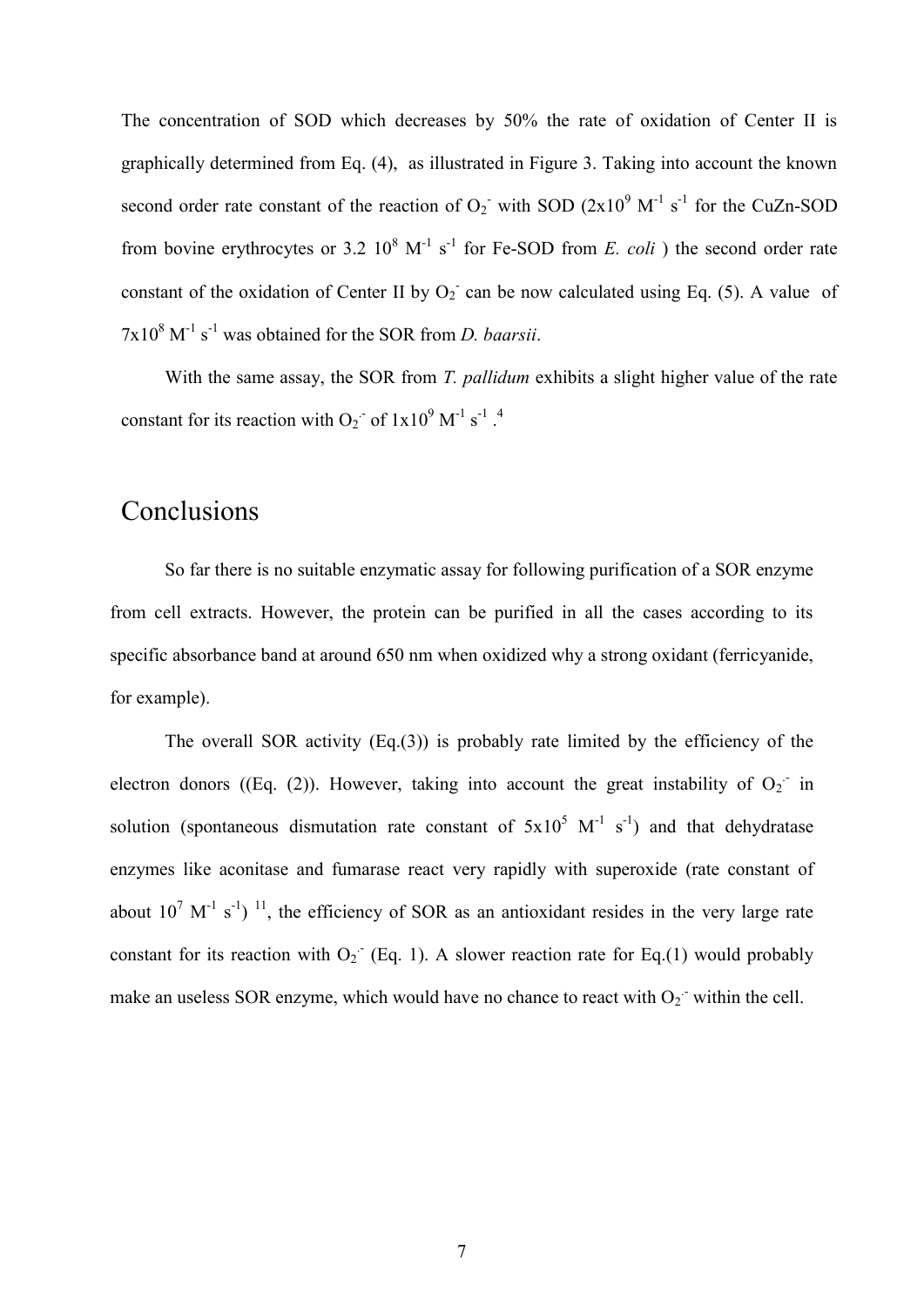The concentration of SOD which decreases by 50% the rate of oxidation of Center II is graphically determined from Eq. (4), as illustrated in Figure 3. Taking into account the known second order rate constant of the reaction of $O_2^-$ with SOD ($2\times10^9$ $M^{-1}$ $s^{-1}$ for the CuZn-SOD from bovine erythrocytes or 3.2 $10^8$ $M^{-1}$ $s^{-1}$ for Fe-SOD from *E. coli* ) the second order rate constant of the oxidation of Center II by $O_2^-$ can be now calculated using Eq. (5). A value of $7\times10^8$ $M^{-1}$ $s^{-1}$ was obtained for the SOR from *D. baarsii*.

With the same assay, the SOR from *T. pallidum* exhibits a slight higher value of the rate constant for its reaction with $O_2^{\cdot-}$ of $1\times10^9$ $M^{-1}$ $s^{-1}$ .[4]

## Conclusions

So far there is no suitable enzymatic assay for following purification of a SOR enzyme from cell extracts. However, the protein can be purified in all the cases according to its specific absorbance band at around 650 nm when oxidized why a strong oxidant (ferricyanide, for example).

The overall SOR activity (Eq.(3)) is probably rate limited by the efficiency of the electron donors ((Eq. (2)). However, taking into account the great instability of $O_2^{\cdot-}$ in solution (spontaneous dismutation rate constant of $5\times10^5$ $M^{-1}$ $s^{-1}$) and that dehydratase enzymes like aconitase and fumarase react very rapidly with superoxide (rate constant of about $10^7$ $M^{-1}$ $s^{-1}$) [11], the efficiency of SOR as an antioxidant resides in the very large rate constant for its reaction with $O_2^{\cdot-}$ (Eq. 1). A slower reaction rate for Eq.(1) would probably make an useless SOR enzyme, which would have no chance to react with $O_2^{\cdot-}$ within the cell.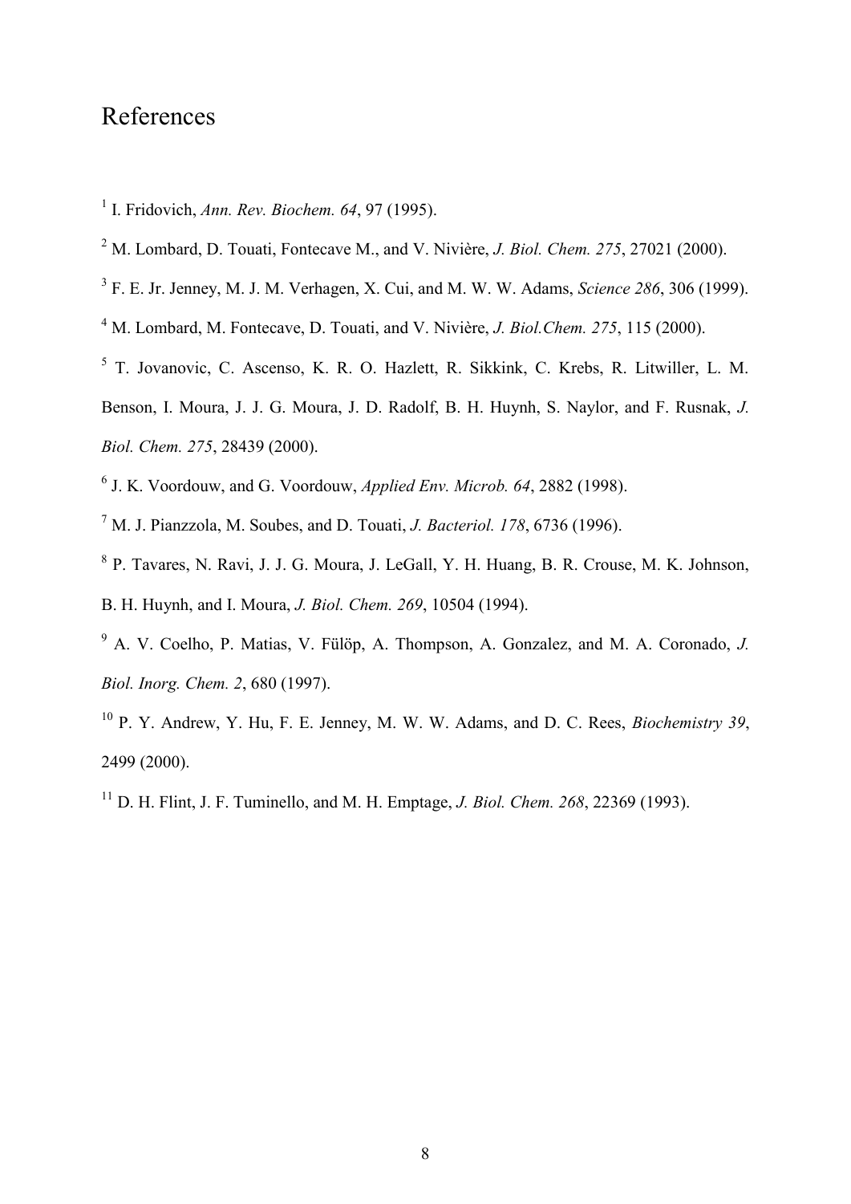# References

[1] I. Fridovich, *Ann. Rev. Biochem. 64*, 97 (1995).

[2] M. Lombard, D. Touati, Fontecave M., and V. Nivière, *J. Biol. Chem. 275*, 27021 (2000).

[3] F. E. Jr. Jenney, M. J. M. Verhagen, X. Cui, and M. W. W. Adams, *Science 286*, 306 (1999).

[4] M. Lombard, M. Fontecave, D. Touati, and V. Nivière, *J. Biol.Chem. 275*, 115 (2000).

[5] T. Jovanovic, C. Ascenso, K. R. O. Hazlett, R. Sikkink, C. Krebs, R. Litwiller, L. M. Benson, I. Moura, J. J. G. Moura, J. D. Radolf, B. H. Huynh, S. Naylor, and F. Rusnak, *J. Biol. Chem. 275*, 28439 (2000).

[6] J. K. Voordouw, and G. Voordouw, *Applied Env. Microb. 64*, 2882 (1998).

[7] M. J. Pianzzola, M. Soubes, and D. Touati, *J. Bacteriol. 178*, 6736 (1996).

[8] P. Tavares, N. Ravi, J. J. G. Moura, J. LeGall, Y. H. Huang, B. R. Crouse, M. K. Johnson, B. H. Huynh, and I. Moura, *J. Biol. Chem. 269*, 10504 (1994).

[9] A. V. Coelho, P. Matias, V. Fülöp, A. Thompson, A. Gonzalez, and M. A. Coronado, *J. Biol. Inorg. Chem. 2*, 680 (1997).

[10] P. Y. Andrew, Y. Hu, F. E. Jenney, M. W. W. Adams, and D. C. Rees, *Biochemistry 39*, 2499 (2000).

[11] D. H. Flint, J. F. Tuminello, and M. H. Emptage, *J. Biol. Chem. 268*, 22369 (1993).